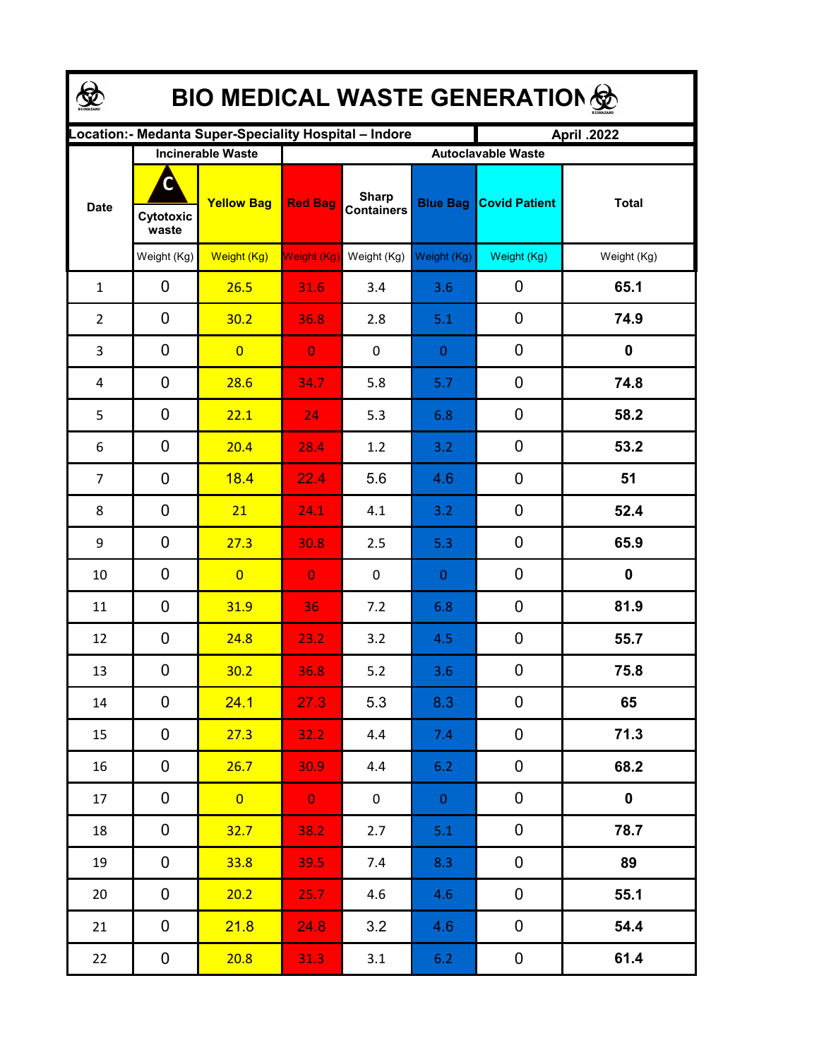# BIO MEDICAL WASTE GENERATION

| Location:- Medanta Super-Speciality Hospital – Indore | | | | | | | April .2022 |
|---|---|---|---|---|---|---|---|
| Date | Incinerable Waste | | Autoclavable Waste | | | | |
| | Cytotoxic waste | Yellow Bag | Red Bag | Sharp Containers | Blue Bag | Covid Patient | Total |
| | Weight (Kg) | Weight (Kg) | Weight (Kg) | Weight (Kg) | Weight (Kg) | Weight (Kg) | Weight (Kg) |
| 1 | 0 | 26.5 | 31.6 | 3.4 | 3.6 | 0 | **65.1** |
| 2 | 0 | 30.2 | 36.8 | 2.8 | 5.1 | 0 | **74.9** |
| 3 | 0 | 0 | 0 | 0 | 0 | 0 | **0** |
| 4 | 0 | 28.6 | 34.7 | 5.8 | 5.7 | 0 | **74.8** |
| 5 | 0 | 22.1 | 24 | 5.3 | 6.8 | 0 | **58.2** |
| 6 | 0 | 20.4 | 28.4 | 1.2 | 3.2 | 0 | **53.2** |
| 7 | 0 | 18.4 | 22.4 | 5.6 | 4.6 | 0 | **51** |
| 8 | 0 | 21 | 24.1 | 4.1 | 3.2 | 0 | **52.4** |
| 9 | 0 | 27.3 | 30.8 | 2.5 | 5.3 | 0 | **65.9** |
| 10 | 0 | 0 | 0 | 0 | 0 | 0 | **0** |
| 11 | 0 | 31.9 | 36 | 7.2 | 6.8 | 0 | **81.9** |
| 12 | 0 | 24.8 | 23.2 | 3.2 | 4.5 | 0 | **55.7** |
| 13 | 0 | 30.2 | 36.8 | 5.2 | 3.6 | 0 | **75.8** |
| 14 | 0 | 24.1 | 27.3 | 5.3 | 8.3 | 0 | **65** |
| 15 | 0 | 27.3 | 32.2 | 4.4 | 7.4 | 0 | **71.3** |
| 16 | 0 | 26.7 | 30.9 | 4.4 | 6.2 | 0 | **68.2** |
| 17 | 0 | 0 | 0 | 0 | 0 | 0 | **0** |
| 18 | 0 | 32.7 | 38.2 | 2.7 | 5.1 | 0 | **78.7** |
| 19 | 0 | 33.8 | 39.5 | 7.4 | 8.3 | 0 | **89** |
| 20 | 0 | 20.2 | 25.7 | 4.6 | 4.6 | 0 | **55.1** |
| 21 | 0 | 21.8 | 24.8 | 3.2 | 4.6 | 0 | **54.4** |
| 22 | 0 | 20.8 | 31.3 | 3.1 | 6.2 | 0 | **61.4** |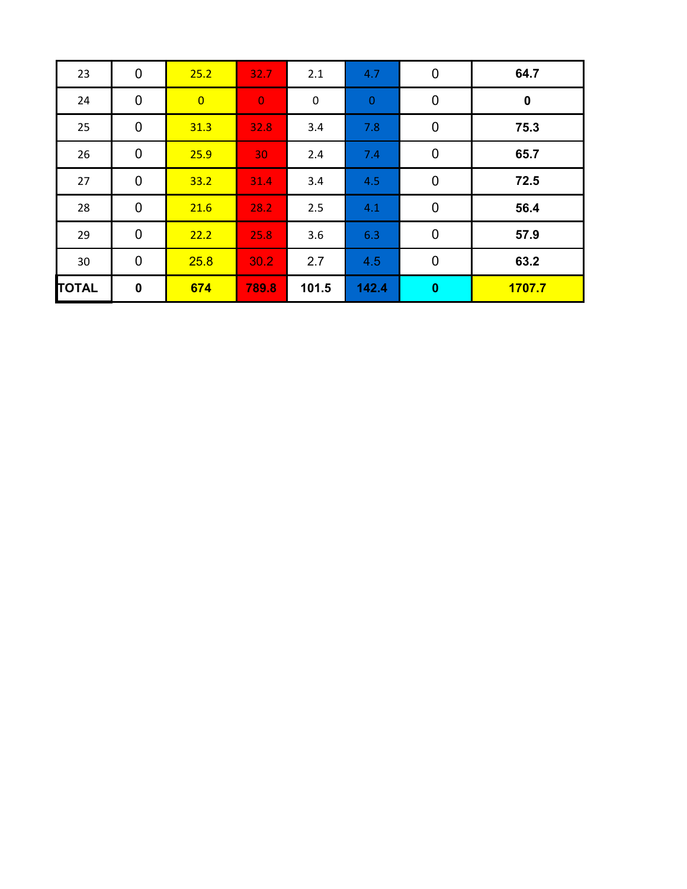| | | | | | | | |
|---|---|---|---|---|---|---|---|
| 23 | 0 | 25.2 | 32.7 | 2.1 | 4.7 | 0 | **64.7** |
| 24 | 0 | 0 | 0 | 0 | 0 | 0 | **0** |
| 25 | 0 | 31.3 | 32.8 | 3.4 | 7.8 | 0 | **75.3** |
| 26 | 0 | 25.9 | 30 | 2.4 | 7.4 | 0 | **65.7** |
| 27 | 0 | 33.2 | 31.4 | 3.4 | 4.5 | 0 | **72.5** |
| 28 | 0 | 21.6 | 28.2 | 2.5 | 4.1 | 0 | **56.4** |
| 29 | 0 | 22.2 | 25.8 | 3.6 | 6.3 | 0 | **57.9** |
| 30 | 0 | 25.8 | 30.2 | 2.7 | 4.5 | 0 | **63.2** |
| **TOTAL** | **0** | **674** | **789.8** | **101.5** | **142.4** | **0** | **1707.7** |